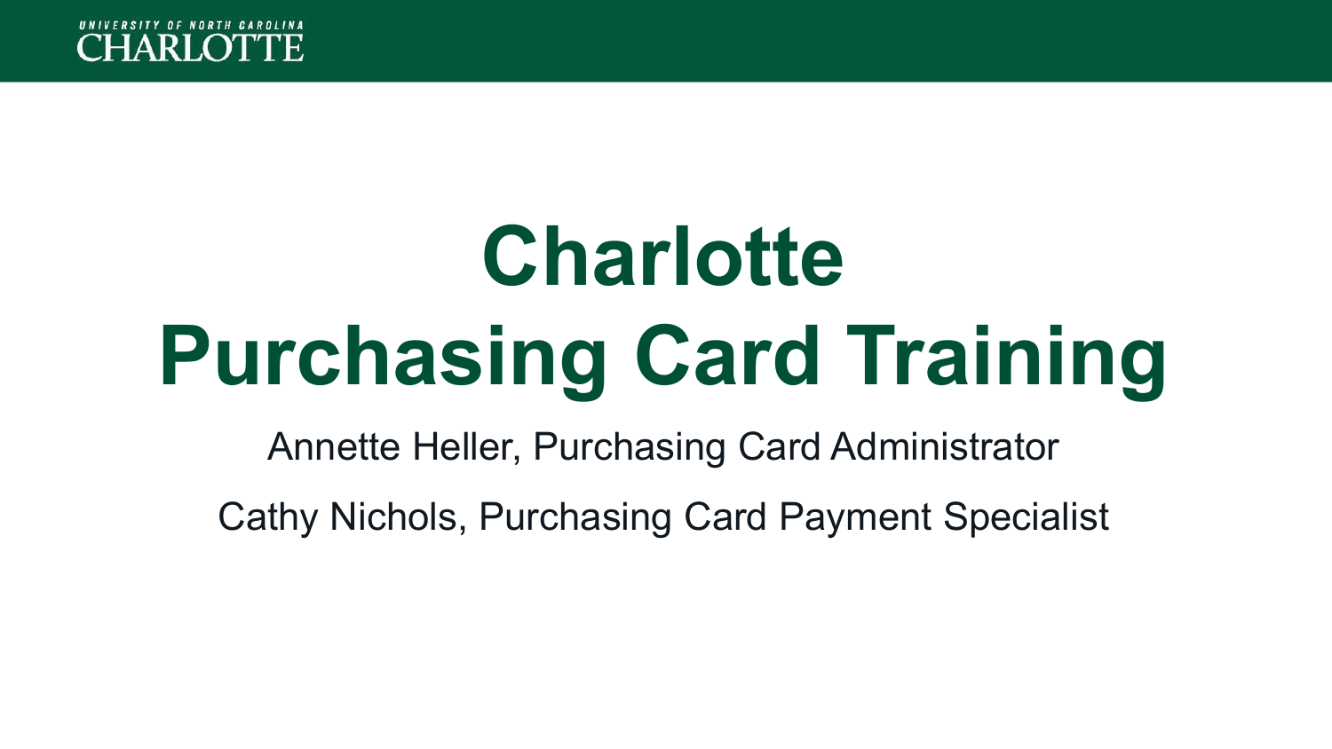# Charlotte Purchasing Card Training

Annette Heller, Purchasing Card Administrator

Cathy Nichols, Purchasing Card Payment Specialist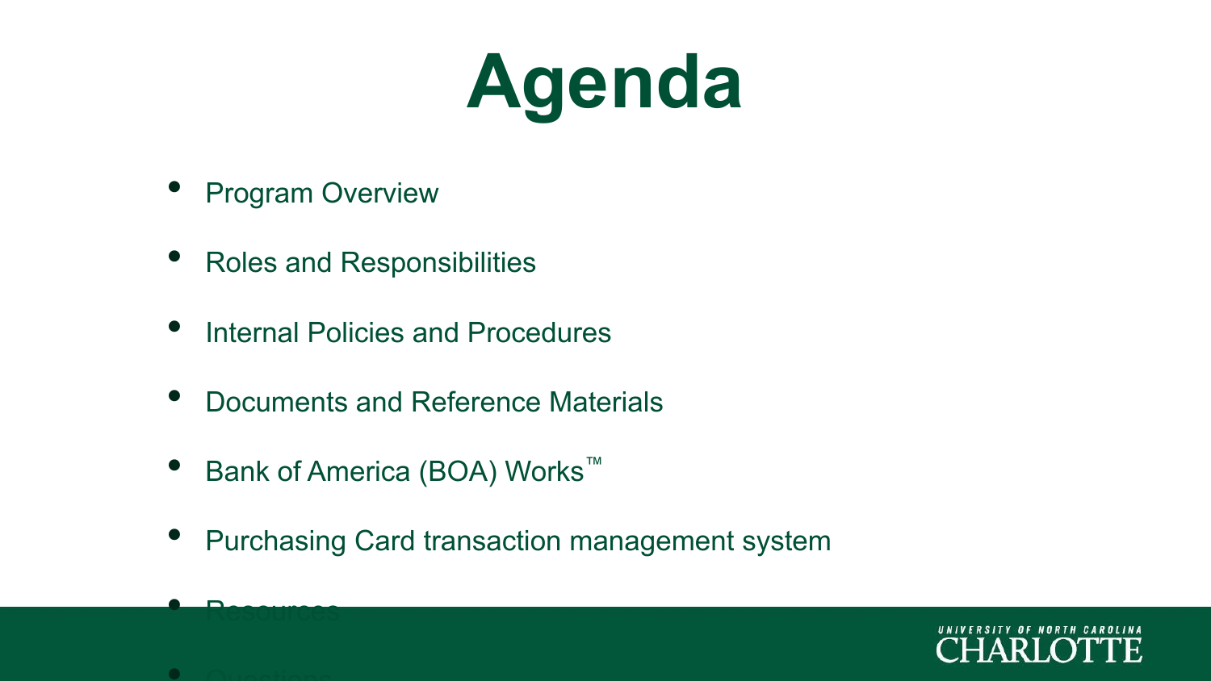# Agenda

- Program Overview
- Roles and Responsibilities
- Internal Policies and Procedures
- Documents and Reference Materials
- Bank of America (BOA) Works™
- Purchasing Card transaction management system
- Resources
- Questions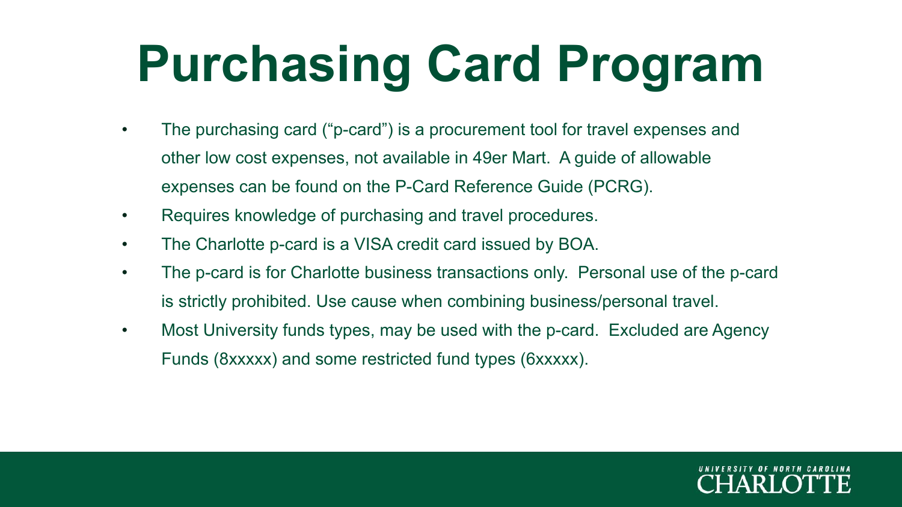# Purchasing Card Program

- The purchasing card ("p-card") is a procurement tool for travel expenses and other low cost expenses, not available in 49er Mart. A guide of allowable expenses can be found on the P-Card Reference Guide (PCRG).
- Requires knowledge of purchasing and travel procedures.
- The Charlotte p-card is a VISA credit card issued by BOA.
- The p-card is for Charlotte business transactions only. Personal use of the p-card is strictly prohibited. Use cause when combining business/personal travel.
- Most University funds types, may be used with the p-card. Excluded are Agency Funds (8xxxxx) and some restricted fund types (6xxxxx).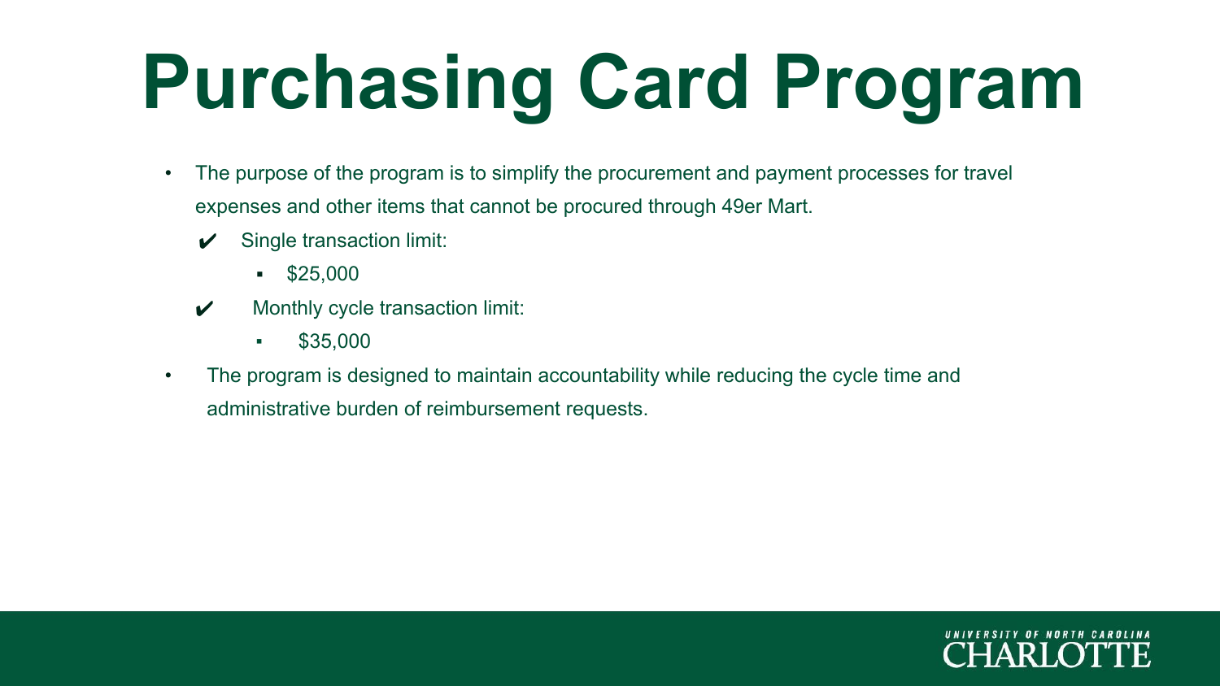# Purchasing Card Program

- The purpose of the program is to simplify the procurement and payment processes for travel expenses and other items that cannot be procured through 49er Mart.
  - ✔ Single transaction limit:
    - $25,000
  - ✔ Monthly cycle transaction limit:
    - $35,000
- The program is designed to maintain accountability while reducing the cycle time and administrative burden of reimbursement requests.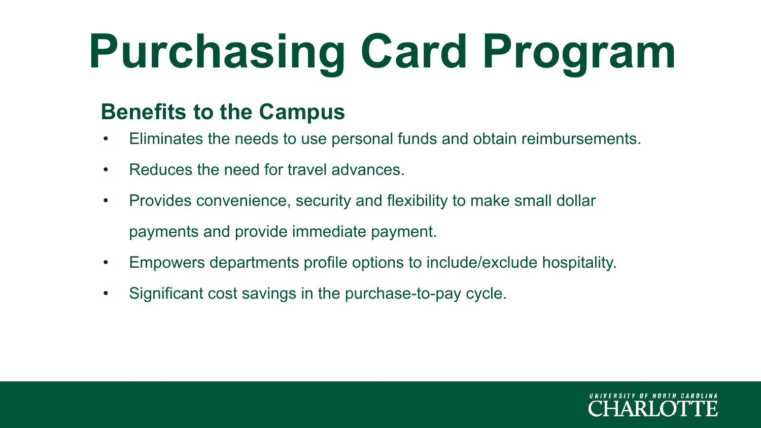# Purchasing Card Program

## Benefits to the Campus

- Eliminates the needs to use personal funds and obtain reimbursements.
- Reduces the need for travel advances.
- Provides convenience, security and flexibility to make small dollar payments and provide immediate payment.
- Empowers departments profile options to include/exclude hospitality.
- Significant cost savings in the purchase-to-pay cycle.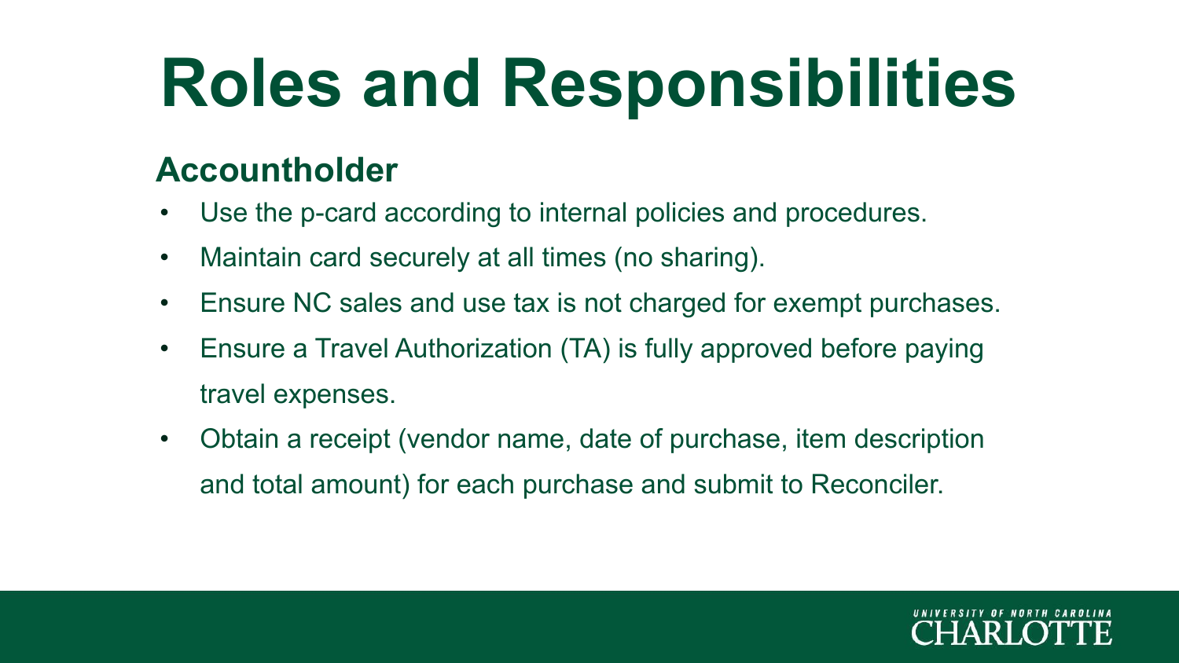# Roles and Responsibilities

## Accountholder

- Use the p-card according to internal policies and procedures.
- Maintain card securely at all times (no sharing).
- Ensure NC sales and use tax is not charged for exempt purchases.
- Ensure a Travel Authorization (TA) is fully approved before paying travel expenses.
- Obtain a receipt (vendor name, date of purchase, item description and total amount) for each purchase and submit to Reconciler.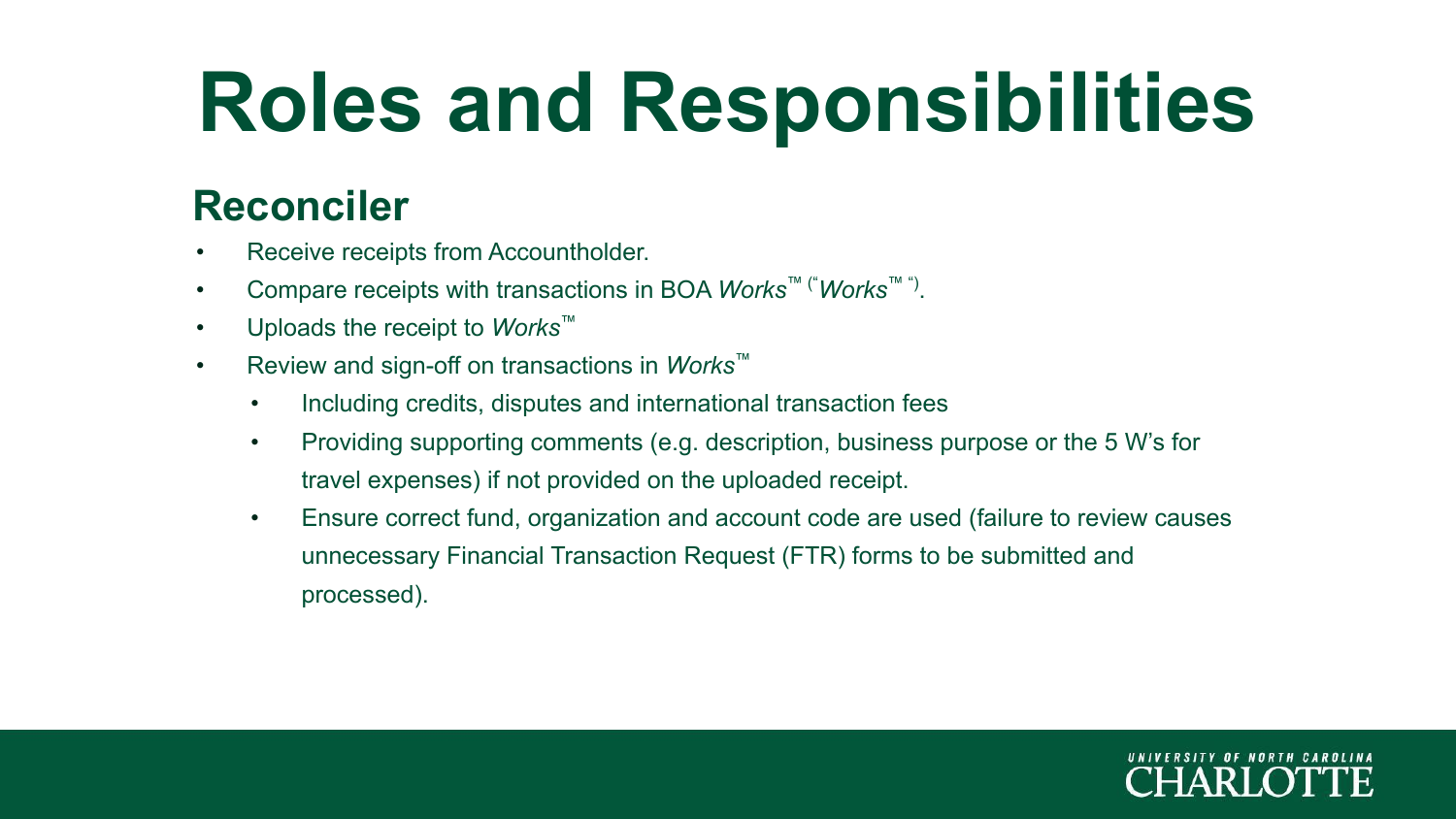# Roles and Responsibilities

## Reconciler

- Receive receipts from Accountholder.
- Compare receipts with transactions in BOA *Works*™ (“*Works*™ ”).
- Uploads the receipt to *Works*™
- Review and sign-off on transactions in *Works*™
  - Including credits, disputes and international transaction fees
  - Providing supporting comments (e.g. description, business purpose or the 5 W’s for travel expenses) if not provided on the uploaded receipt.
  - Ensure correct fund, organization and account code are used (failure to review causes unnecessary Financial Transaction Request (FTR) forms to be submitted and processed).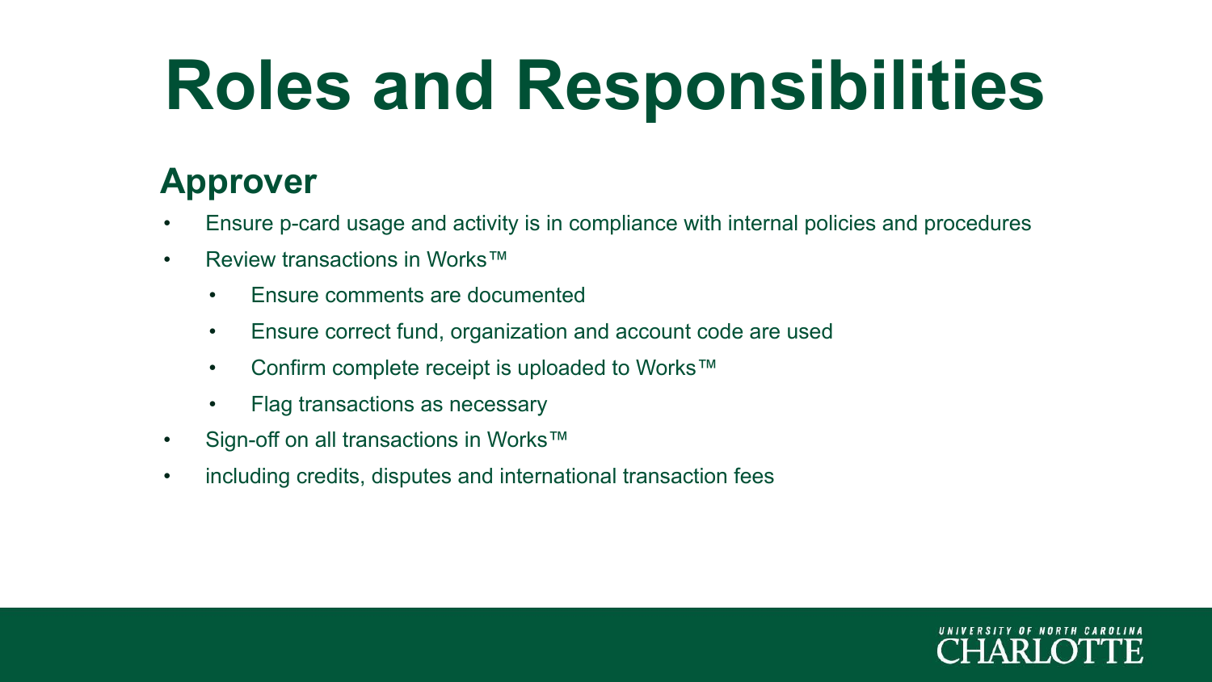# Roles and Responsibilities

## Approver

- Ensure p-card usage and activity is in compliance with internal policies and procedures
- Review transactions in Works™
  - Ensure comments are documented
  - Ensure correct fund, organization and account code are used
  - Confirm complete receipt is uploaded to Works™
  - Flag transactions as necessary
- Sign-off on all transactions in Works™
- including credits, disputes and international transaction fees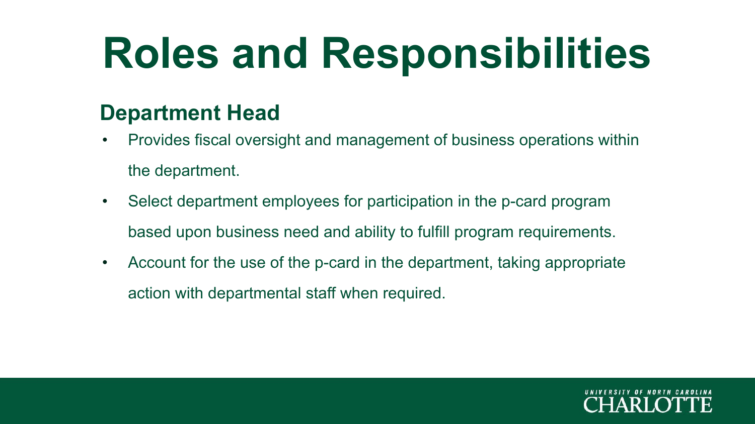# Roles and Responsibilities

## Department Head

- Provides fiscal oversight and management of business operations within the department.
- Select department employees for participation in the p-card program based upon business need and ability to fulfill program requirements.
- Account for the use of the p-card in the department, taking appropriate action with departmental staff when required.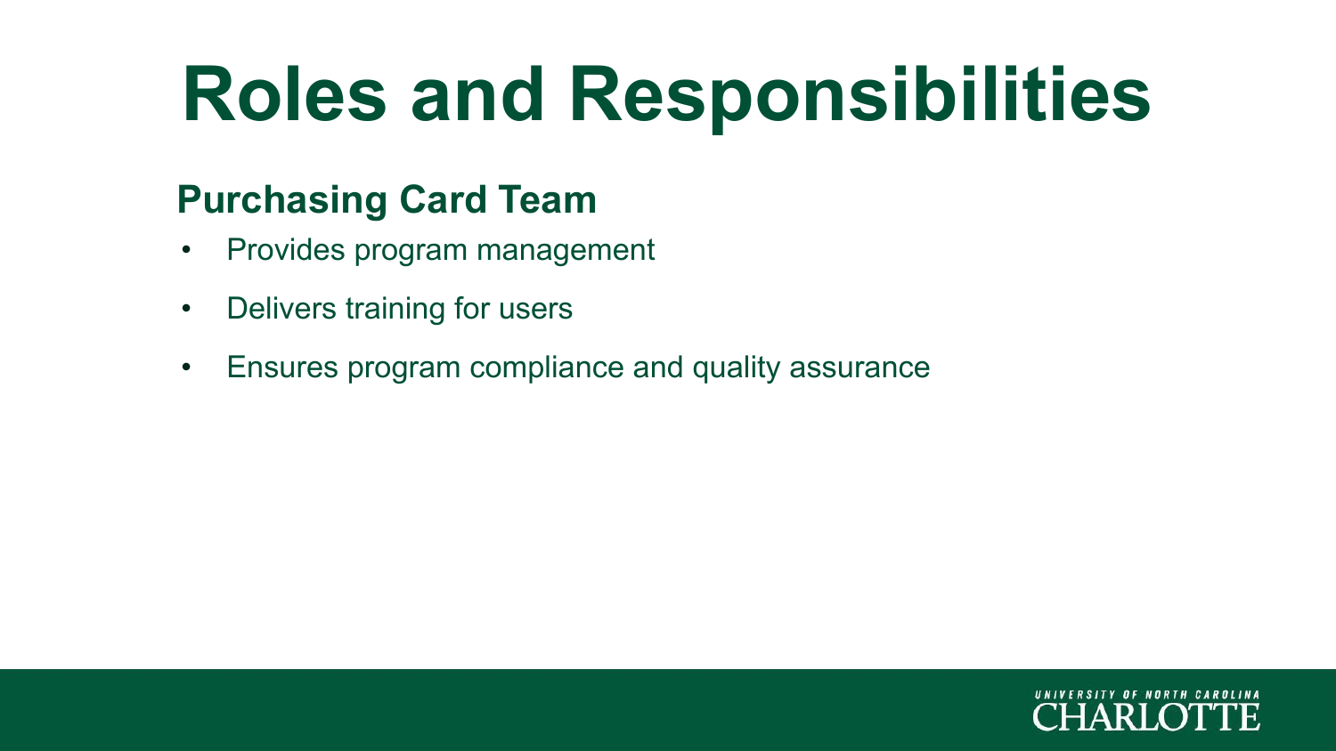# Roles and Responsibilities

## Purchasing Card Team

- Provides program management
- Delivers training for users
- Ensures program compliance and quality assurance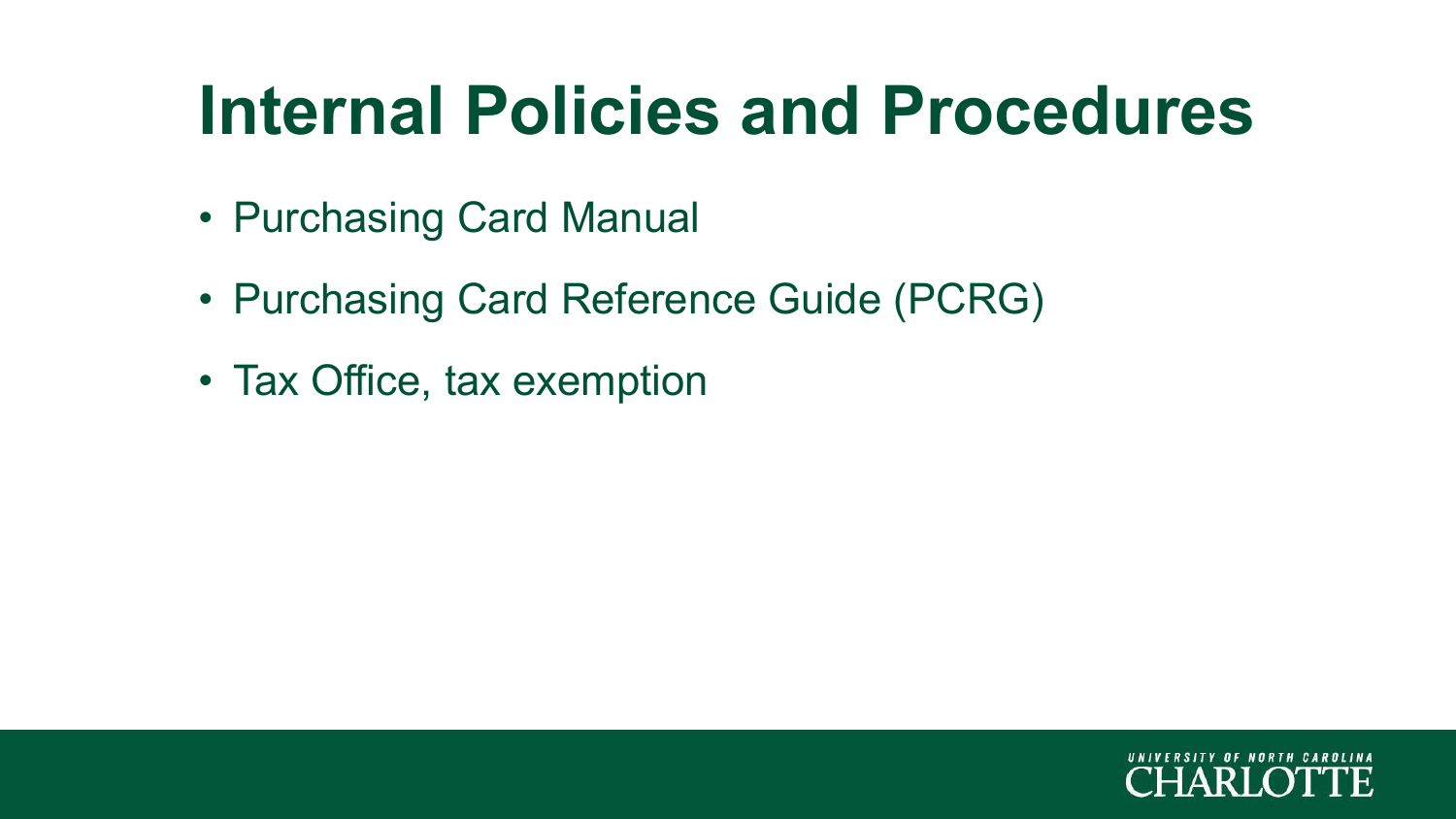# Internal Policies and Procedures

- Purchasing Card Manual
- Purchasing Card Reference Guide (PCRG)
- Tax Office, tax exemption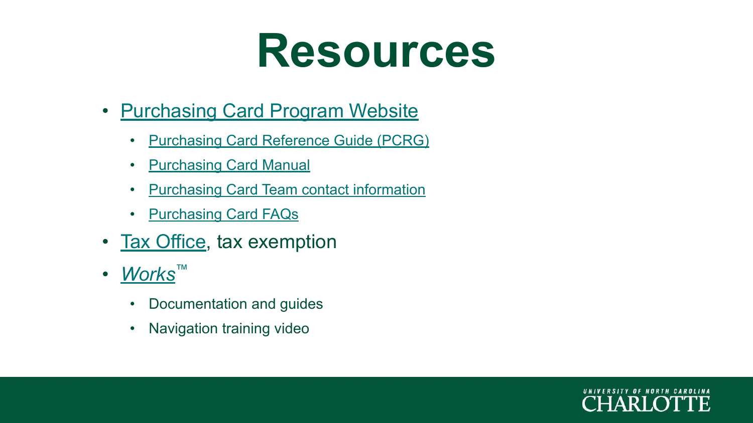# Resources

- Purchasing Card Program Website
  - Purchasing Card Reference Guide (PCRG)
  - Purchasing Card Manual
  - Purchasing Card Team contact information
  - Purchasing Card FAQs
- Tax Office, tax exemption
- *Works*™
  - Documentation and guides
  - Navigation training video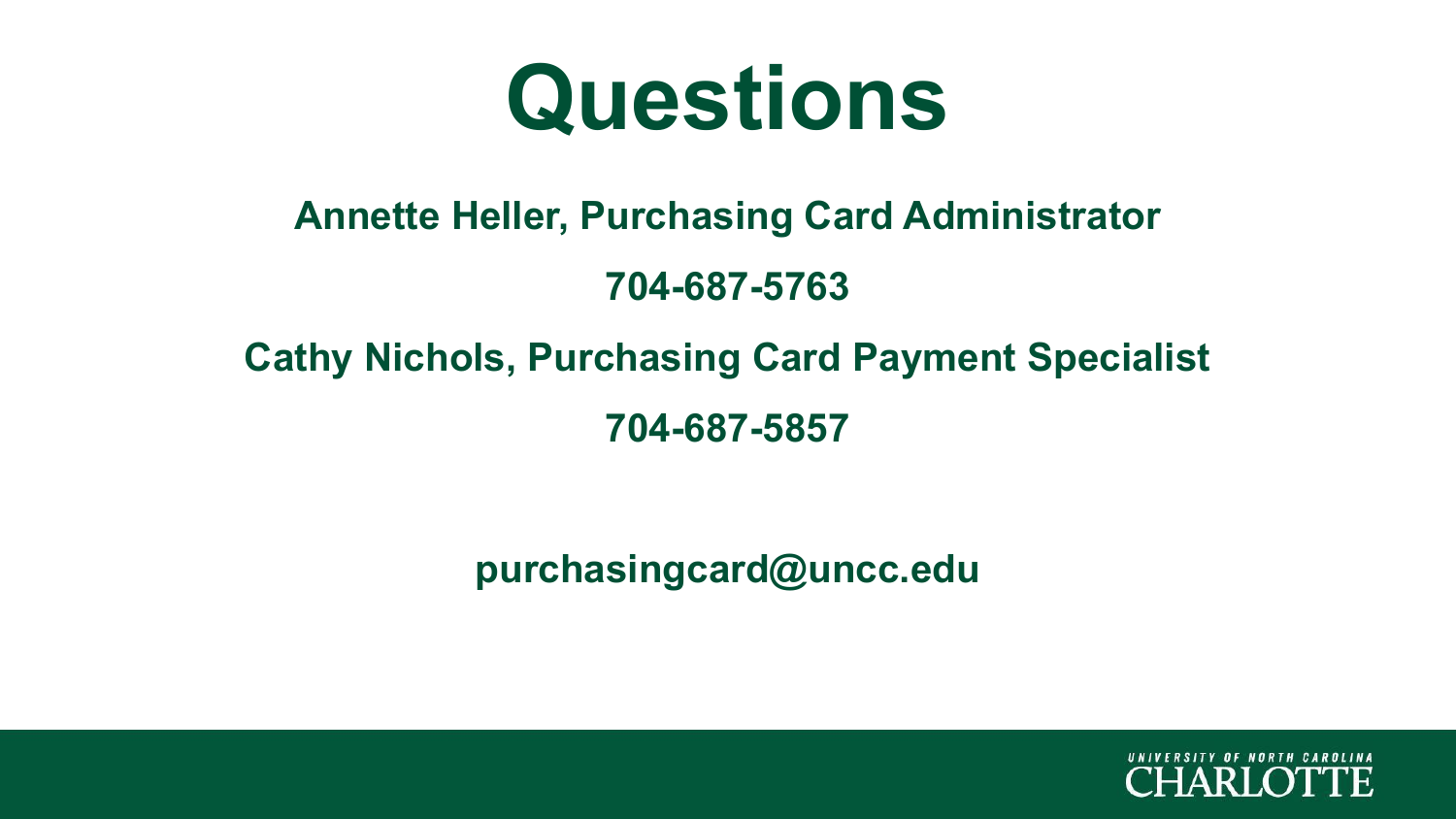# Questions

**Annette Heller, Purchasing Card Administrator**

**704-687-5763**

**Cathy Nichols, Purchasing Card Payment Specialist**

**704-687-5857**

**purchasingcard@uncc.edu**

UNIVERSITY OF NORTH CAROLINA CHARLOTTE